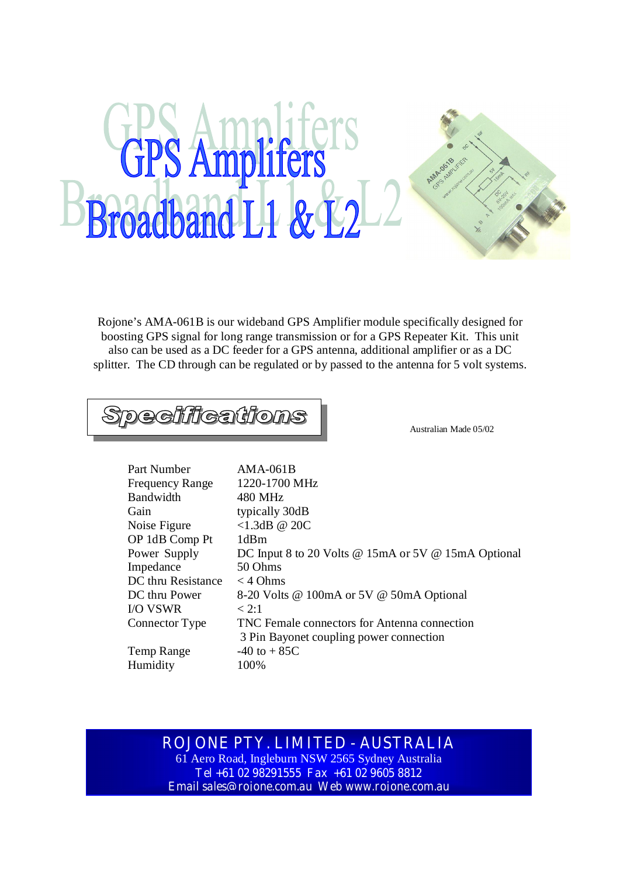# GPS Amplifers Broadband L1 & L2

Rojone's AMA-061B is our wideband GPS Amplifier module specifically designed for boosting GPS signal for long range transmission or for a GPS Repeater Kit. This unit also can be used as a DC feeder for a GPS antenna, additional amplifier or as a DC splitter. The CD through can be regulated or by passed to the antenna for 5 volt systems.

## Specifications

Australian Made 05/02

| | |
|---|---|
| Part Number | AMA-061B |
| Frequency Range | 1220-1700 MHz |
| Bandwidth | 480 MHz |
| Gain | typically 30dB |
| Noise Figure | <1.3dB @ 20C |
| OP 1dB Comp Pt | 1dBm |
| Power Supply | DC Input 8 to 20 Volts @ 15mA or 5V @ 15mA Optional |
| Impedance | 50 Ohms |
| DC thru Resistance | < 4 Ohms |
| DC thru Power | 8-20 Volts @ 100mA or 5V @ 50mA Optional |
| I/O VSWR | < 2:1 |
| Connector Type | TNC Female connectors for Antenna connection<br>3 Pin Bayonet coupling power connection |
| Temp Range | -40 to + 85C |
| Humidity | 100% |

**ROJONE PTY. LIMITED - AUSTRALIA**
61 Aero Road, Ingleburn NSW 2565 Sydney Australia
Tel +61 02 98291555 Fax +61 02 9605 8812
Email sales@rojone.com.au Web www.rojone.com.au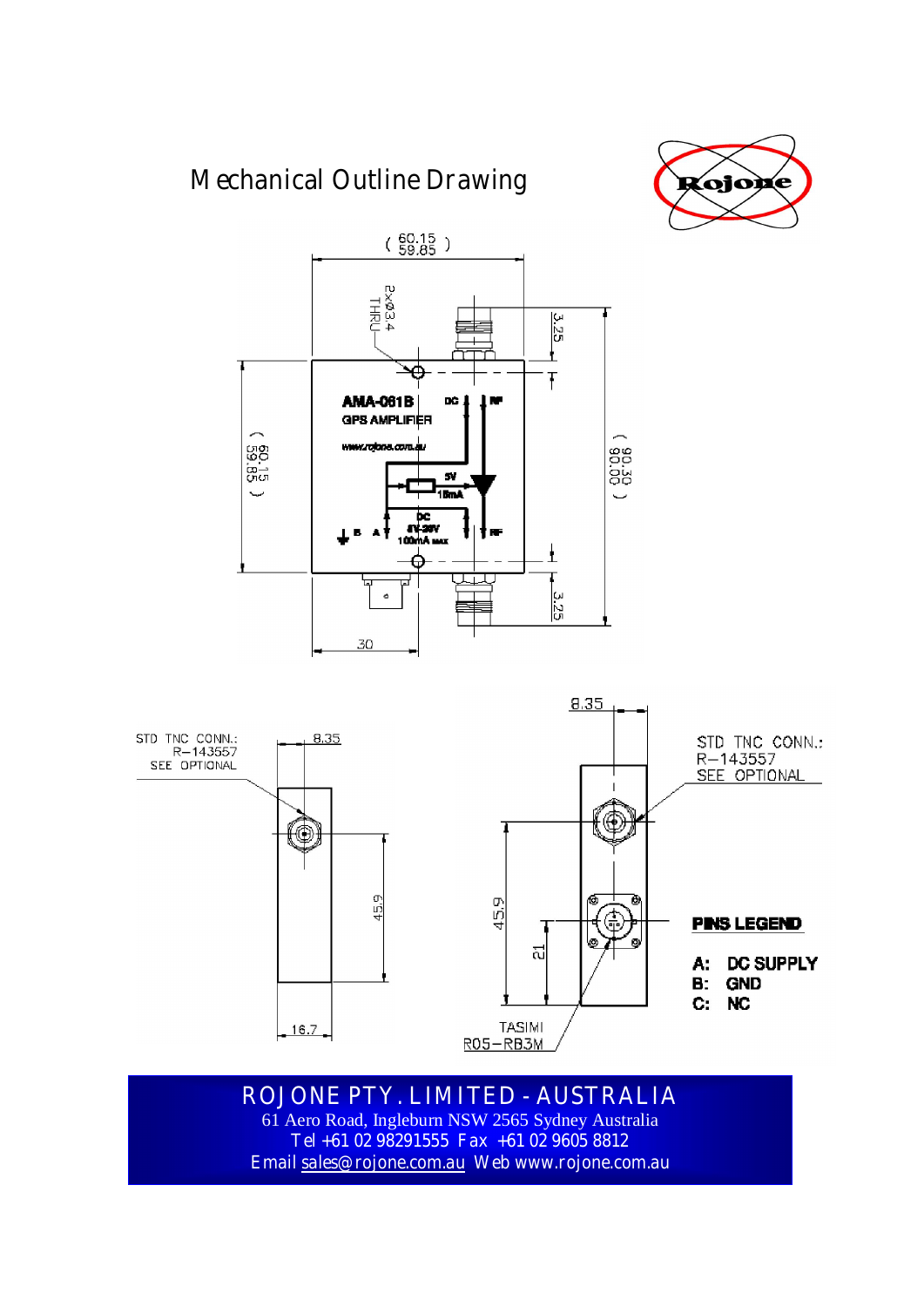# Mechanical Outline Drawing

( 60.15 / 59.85 )

2xØ3.4 THRU

3.25

AMA-061B

GPS AMPLIFIER

www.rojone.com.au

DC

RF

5V

15mA

DC

5V-28V

100mA MAX

B

A

RF

( 60.15 / 59.85 )

( 90.30 / 90.00 )

3.25

30

STD TNC CONN.:
R–143557
SEE OPTIONAL

8.35

45.9

16.7

8.35

STD TNC CONN.:
R–143557
SEE OPTIONAL

45.9

21

TASIMI
R05–RB3M

**PINS LEGEND**

**A: DC SUPPLY**
**B: GND**
**C: NC**

ROJONE PTY. LIMITED - AUSTRALIA

61 Aero Road, Ingleburn NSW 2565 Sydney Australia

Tel +61 02 98291555 Fax +61 02 9605 8812

Email sales@rojone.com.au Web www.rojone.com.au